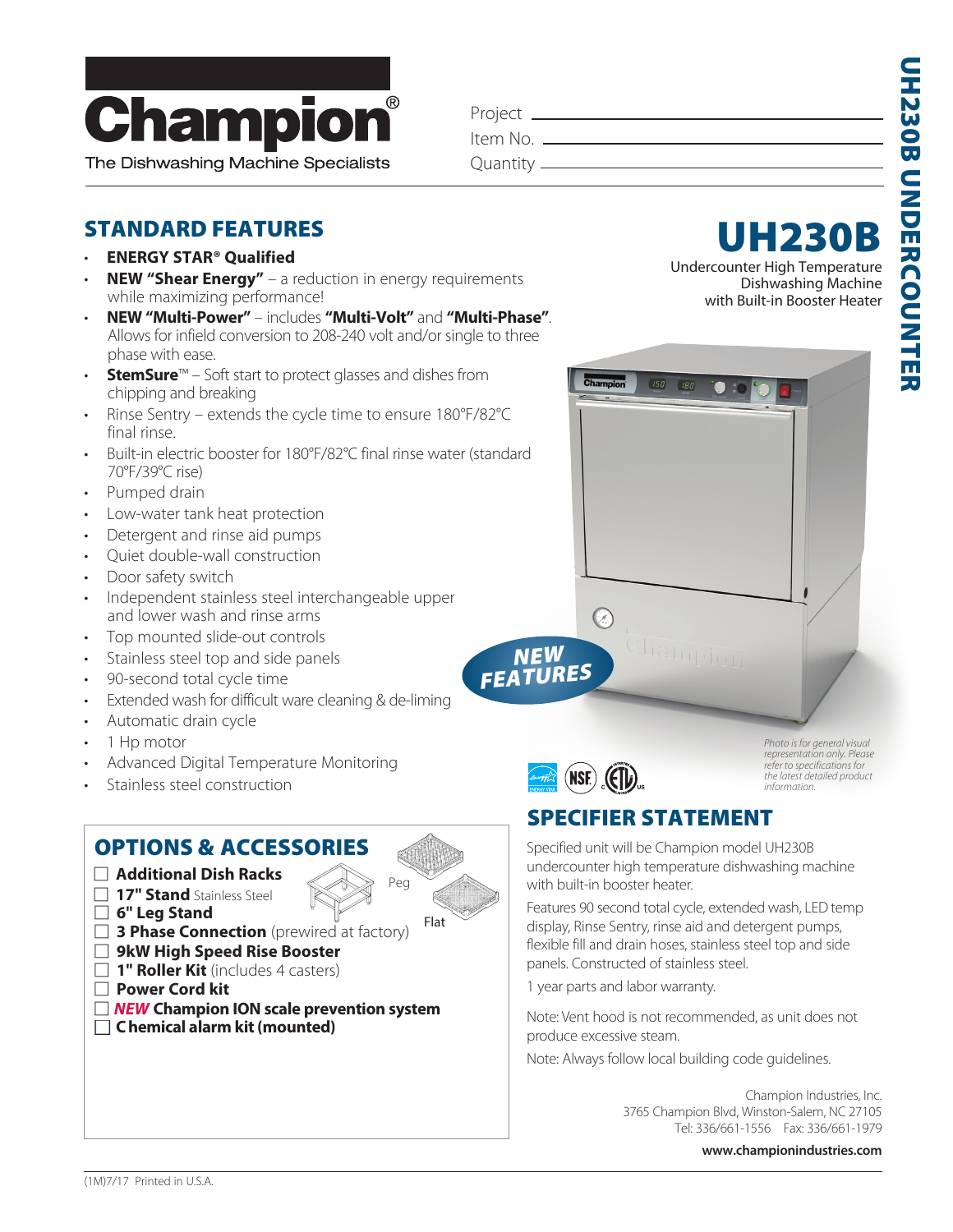# Champion®

The Dishwashing Machine Specialists

Project ______________________
Item No. ______________________
Quantity ______________________

# UH230B

Undercounter High Temperature Dishwashing Machine with Built-in Booster Heater

## STANDARD FEATURES

- **ENERGY STAR® Qualified**
- **NEW "Shear Energy"** – a reduction in energy requirements while maximizing performance!
- **NEW "Multi-Power"** – includes **"Multi-Volt"** and **"Multi-Phase"**. Allows for infield conversion to 208-240 volt and/or single to three phase with ease.
- **StemSure**™ – Soft start to protect glasses and dishes from chipping and breaking
- Rinse Sentry – extends the cycle time to ensure 180°F/82°C final rinse.
- Built-in electric booster for 180°F/82°C final rinse water (standard 70°F/39°C rise)
- Pumped drain
- Low-water tank heat protection
- Detergent and rinse aid pumps
- Quiet double-wall construction
- Door safety switch
- Independent stainless steel interchangeable upper and lower wash and rinse arms
- Top mounted slide-out controls
- Stainless steel top and side panels
- 90-second total cycle time
- Extended wash for difficult ware cleaning & de-liming
- Automatic drain cycle
- 1 Hp motor
- Advanced Digital Temperature Monitoring
- Stainless steel construction

**NEW FEATURES**

*Photo is for general visual representation only. Please refer to specifications for the latest detailed product information.*

## OPTIONS & ACCESSORIES

- ☐ **Additional Dish Racks**
- ☐ **17" Stand** Stainless Steel
- ☐ **6" Leg Stand**
- ☐ **3 Phase Connection** (prewired at factory)
- ☐ **9kW High Speed Rise Booster**
- ☐ **1" Roller Kit** (includes 4 casters)
- ☐ **Power Cord kit**
- ☐ ***NEW*** **Champion ION scale prevention system**
- ☐ **Chemical alarm kit (mounted)**

Peg

Flat

## SPECIFIER STATEMENT

Specified unit will be Champion model UH230B undercounter high temperature dishwashing machine with built-in booster heater.

Features 90 second total cycle, extended wash, LED temp display, Rinse Sentry, rinse aid and detergent pumps, flexible fill and drain hoses, stainless steel top and side panels. Constructed of stainless steel.

1 year parts and labor warranty.

Note: Vent hood is not recommended, as unit does not produce excessive steam.

Note: Always follow local building code guidelines.

Champion Industries, Inc.
3765 Champion Blvd, Winston-Salem, NC 27105
Tel: 336/661-1556 Fax: 336/661-1979

**www.championindustries.com**

(1M)7/17 Printed in U.S.A.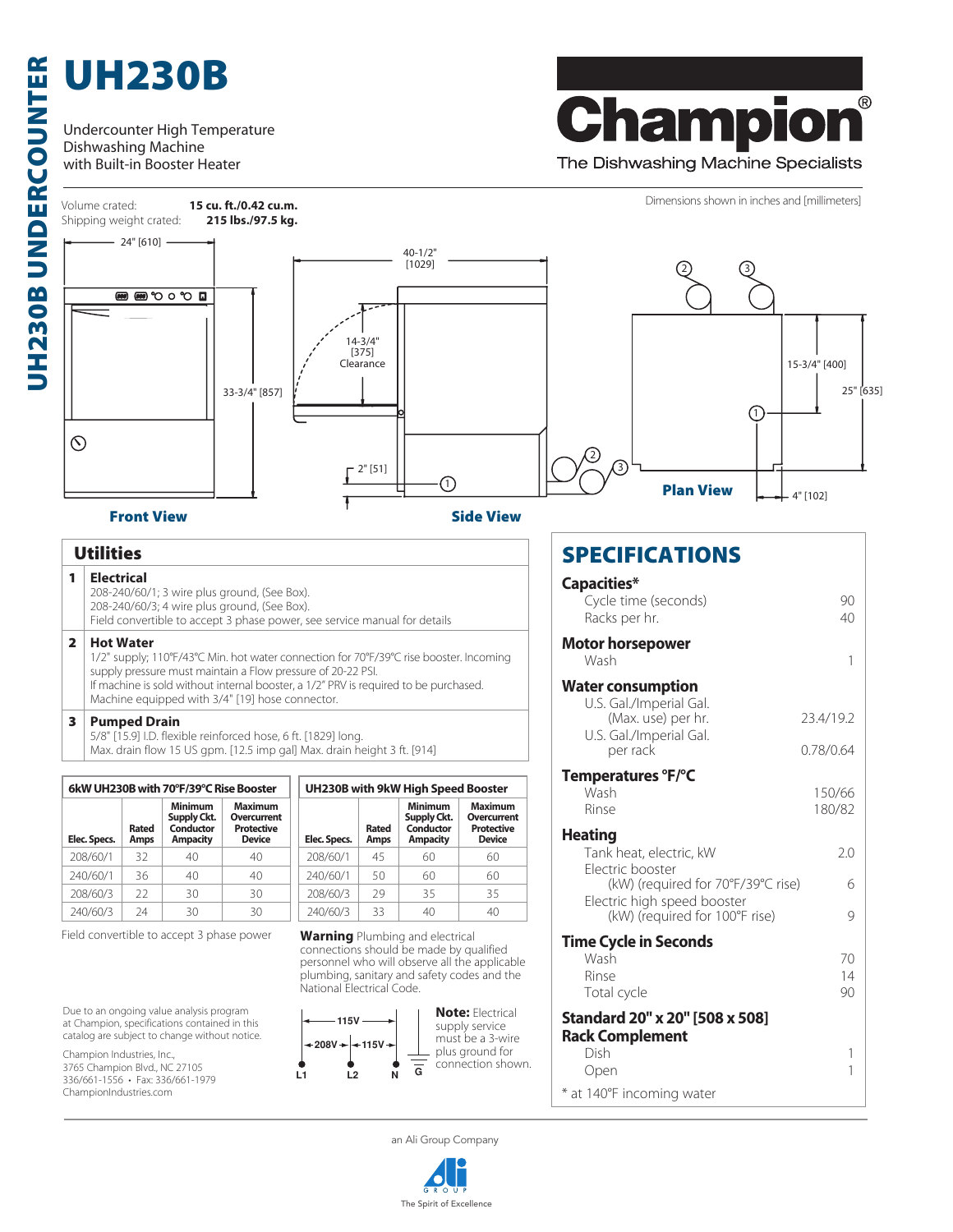# UH230B

Undercounter High Temperature
Dishwashing Machine
with Built-in Booster Heater

**Champion®**
The Dishwashing Machine Specialists

Volume crated: **15 cu. ft./0.42 cu.m.**
Shipping weight crated: **215 lbs./97.5 kg.**

Dimensions shown in inches and [millimeters]

24" [610]
33-3/4" [857]
40-1/2" [1029]
14-3/4" [375] Clearance
2" [51]
15-3/4" [400]
25" [635]
4" [102]

**Front View** **Side View** **Plan View**

## Utilities

| | |
|---|---|
| **1** | **Electrical**<br>208-240/60/1; 3 wire plus ground, (See Box).<br>208-240/60/3; 4 wire plus ground, (See Box).<br>Field convertible to accept 3 phase power, see service manual for details |
| **2** | **Hot Water**<br>1/2" supply; 110°F/43°C Min. hot water connection for 70°F/39°C rise booster. Incoming supply pressure must maintain a Flow pressure of 20-22 PSI.<br>If machine is sold without internal booster, a 1/2" PRV is required to be purchased.<br>Machine equipped with 3/4" [19] hose connector. |
| **3** | **Pumped Drain**<br>5/8" [15.9] I.D. flexible reinforced hose, 6 ft. [1829] long.<br>Max. drain flow 15 US gpm. [12.5 imp gal] Max. drain height 3 ft. [914] |

**6kW UH230B with 70°F/39°C Rise Booster**

| Elec. Specs. | Rated Amps | Minimum Supply Ckt. Conductor Ampacity | Maximum Overcurrent Protective Device |
|---|---|---|---|
| 208/60/1 | 32 | 40 | 40 |
| 240/60/1 | 36 | 40 | 40 |
| 208/60/3 | 22 | 30 | 30 |
| 240/60/3 | 24 | 30 | 30 |

Field convertible to accept 3 phase power

**UH230B with 9kW High Speed Booster**

| Elec. Specs. | Rated Amps | Minimum Supply Ckt. Conductor Ampacity | Maximum Overcurrent Protective Device |
|---|---|---|---|
| 208/60/1 | 45 | 60 | 60 |
| 240/60/1 | 50 | 60 | 60 |
| 208/60/3 | 29 | 35 | 35 |
| 240/60/3 | 33 | 40 | 40 |

**Warning** Plumbing and electrical connections should be made by qualified personnel who will observe all the applicable plumbing, sanitary and safety codes and the National Electrical Code.

115V
208V 115V
L1 L2 N G

**Note:** Electrical supply service must be a 3-wire plus ground for connection shown.

Due to an ongoing value analysis program at Champion, specifications contained in this catalog are subject to change without notice.

Champion Industries, Inc.,
3765 Champion Blvd., NC 27105
336/661-1556 • Fax: 336/661-1979
ChampionIndustries.com

## SPECIFICATIONS

| | |
|---|---|
| **Capacities*** | |
| Cycle time (seconds) | 90 |
| Racks per hr. | 40 |
| **Motor horsepower** | |
| Wash | 1 |
| **Water consumption** | |
| U.S. Gal./Imperial Gal. (Max. use) per hr. | 23.4/19.2 |
| U.S. Gal./Imperial Gal. per rack | 0.78/0.64 |
| **Temperatures °F/°C** | |
| Wash | 150/66 |
| Rinse | 180/82 |
| **Heating** | |
| Tank heat, electric, kW | 2.0 |
| Electric booster (kW) (required for 70°F/39°C rise) | 6 |
| Electric high speed booster (kW) (required for 100°F rise) | 9 |
| **Time Cycle in Seconds** | |
| Wash | 70 |
| Rinse | 14 |
| Total cycle | 90 |
| **Standard 20" x 20" [508 x 508] Rack Complement** | |
| Dish | 1 |
| Open | 1 |

\* at 140°F incoming water

an Ali Group Company

The Spirit of Excellence